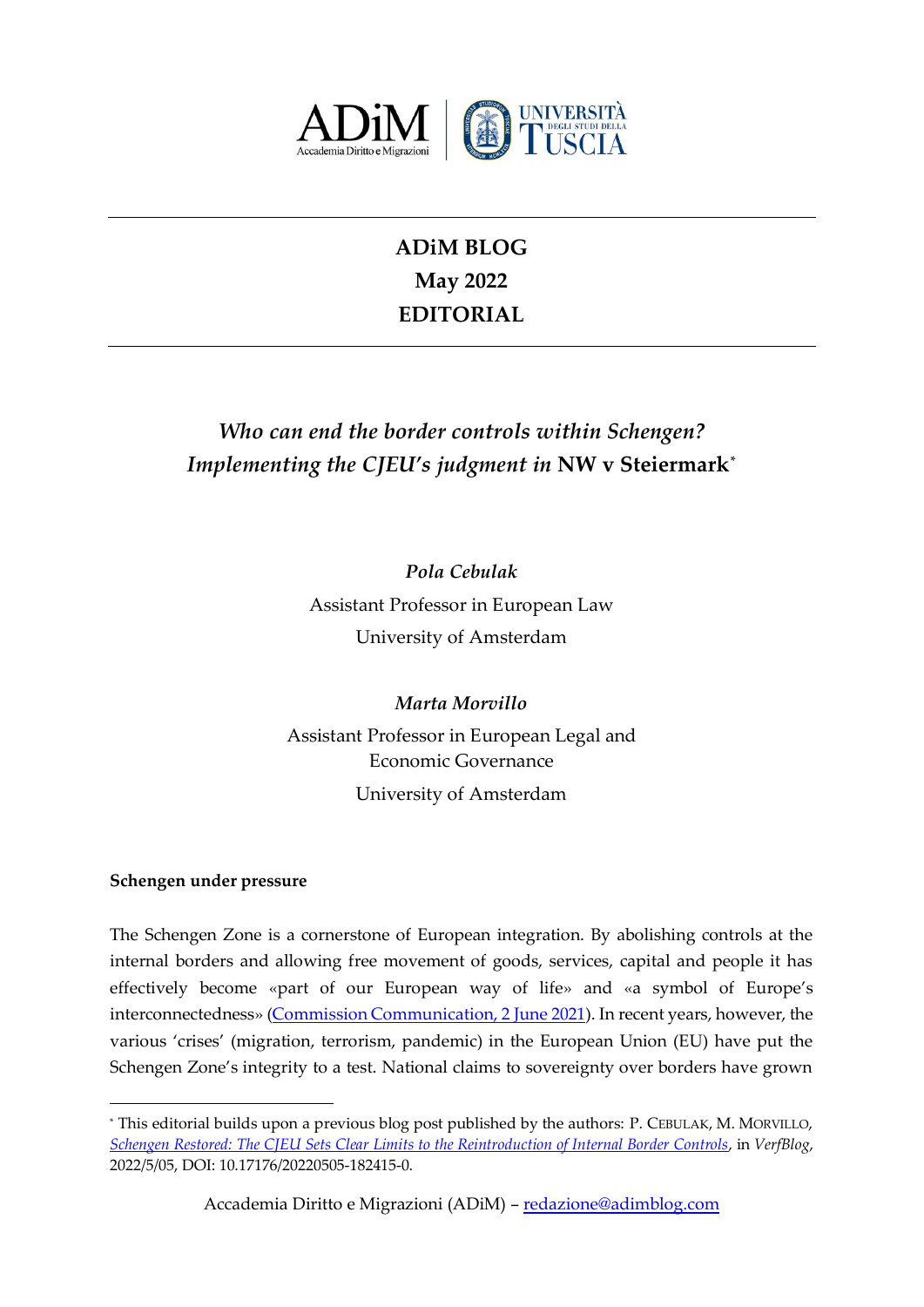**ADiM BLOG**
**May 2022**
**EDITORIAL**

# *Who can end the border controls within Schengen? Implementing the CJEU's judgment in* NW v Steiermark[*]

***Pola Cebulak***

Assistant Professor in European Law

University of Amsterdam

***Marta Morvillo***

Assistant Professor in European Legal and Economic Governance

University of Amsterdam

## Schengen under pressure

The Schengen Zone is a cornerstone of European integration. By abolishing controls at the internal borders and allowing free movement of goods, services, capital and people it has effectively become «part of our European way of life» and «a symbol of Europe's interconnectedness» (Commission Communication, 2 June 2021). In recent years, however, the various 'crises' (migration, terrorism, pandemic) in the European Union (EU) have put the Schengen Zone's integrity to a test. National claims to sovereignty over borders have grown

---

[*] This editorial builds upon a previous blog post published by the authors: P. CEBULAK, M. MORVILLO, *Schengen Restored: The CJEU Sets Clear Limits to the Reintroduction of Internal Border Controls*, in *VerfBlog*, 2022/5/05, DOI: 10.17176/20220505-182415-0.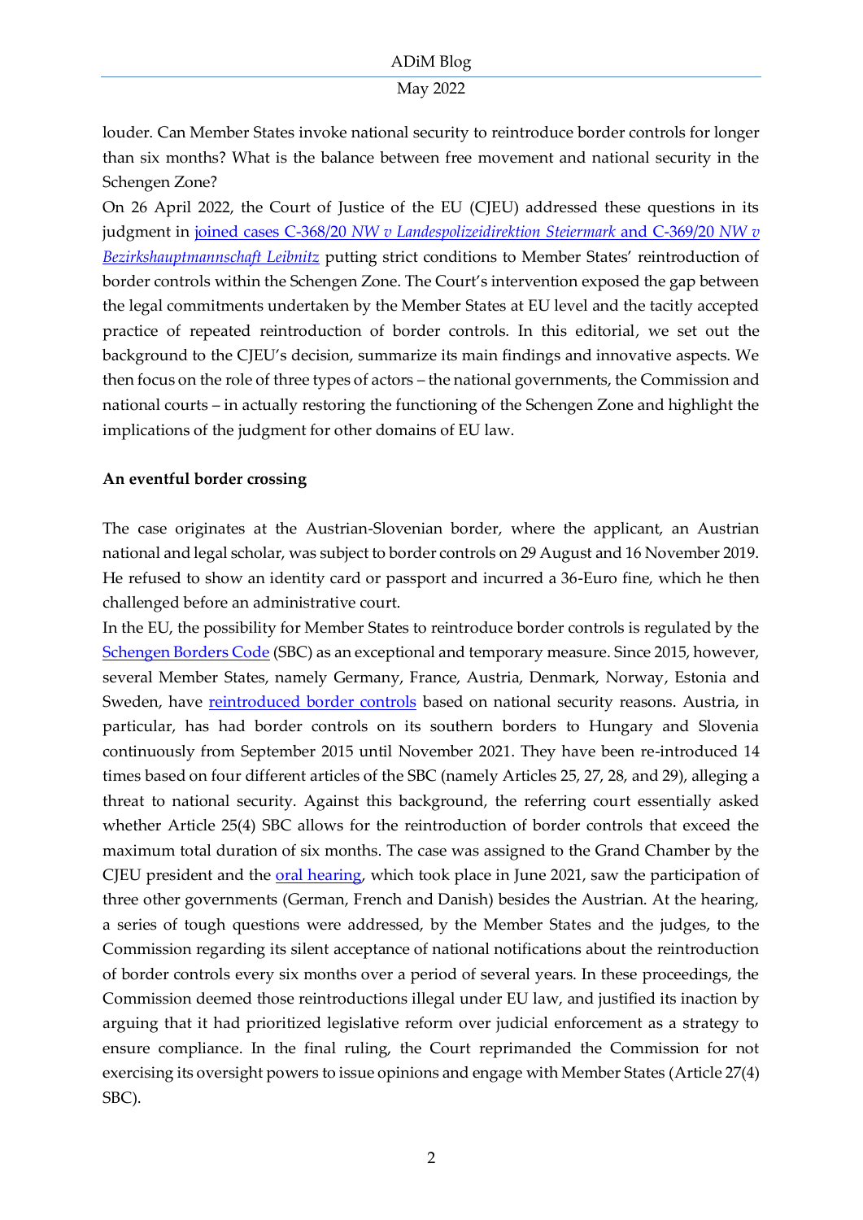louder. Can Member States invoke national security to reintroduce border controls for longer than six months? What is the balance between free movement and national security in the Schengen Zone?

On 26 April 2022, the Court of Justice of the EU (CJEU) addressed these questions in its judgment in joined cases C-368/20 *NW v Landespolizeidirektion Steiermark* and C-369/20 *NW v Bezirkshauptmannschaft Leibnitz* putting strict conditions to Member States' reintroduction of border controls within the Schengen Zone. The Court's intervention exposed the gap between the legal commitments undertaken by the Member States at EU level and the tacitly accepted practice of repeated reintroduction of border controls. In this editorial, we set out the background to the CJEU's decision, summarize its main findings and innovative aspects. We then focus on the role of three types of actors – the national governments, the Commission and national courts – in actually restoring the functioning of the Schengen Zone and highlight the implications of the judgment for other domains of EU law.

**An eventful border crossing**

The case originates at the Austrian-Slovenian border, where the applicant, an Austrian national and legal scholar, was subject to border controls on 29 August and 16 November 2019. He refused to show an identity card or passport and incurred a 36-Euro fine, which he then challenged before an administrative court.

In the EU, the possibility for Member States to reintroduce border controls is regulated by the Schengen Borders Code (SBC) as an exceptional and temporary measure. Since 2015, however, several Member States, namely Germany, France, Austria, Denmark, Norway, Estonia and Sweden, have reintroduced border controls based on national security reasons. Austria, in particular, has had border controls on its southern borders to Hungary and Slovenia continuously from September 2015 until November 2021. They have been re-introduced 14 times based on four different articles of the SBC (namely Articles 25, 27, 28, and 29), alleging a threat to national security. Against this background, the referring court essentially asked whether Article 25(4) SBC allows for the reintroduction of border controls that exceed the maximum total duration of six months. The case was assigned to the Grand Chamber by the CJEU president and the oral hearing, which took place in June 2021, saw the participation of three other governments (German, French and Danish) besides the Austrian. At the hearing, a series of tough questions were addressed, by the Member States and the judges, to the Commission regarding its silent acceptance of national notifications about the reintroduction of border controls every six months over a period of several years. In these proceedings, the Commission deemed those reintroductions illegal under EU law, and justified its inaction by arguing that it had prioritized legislative reform over judicial enforcement as a strategy to ensure compliance. In the final ruling, the Court reprimanded the Commission for not exercising its oversight powers to issue opinions and engage with Member States (Article 27(4) SBC).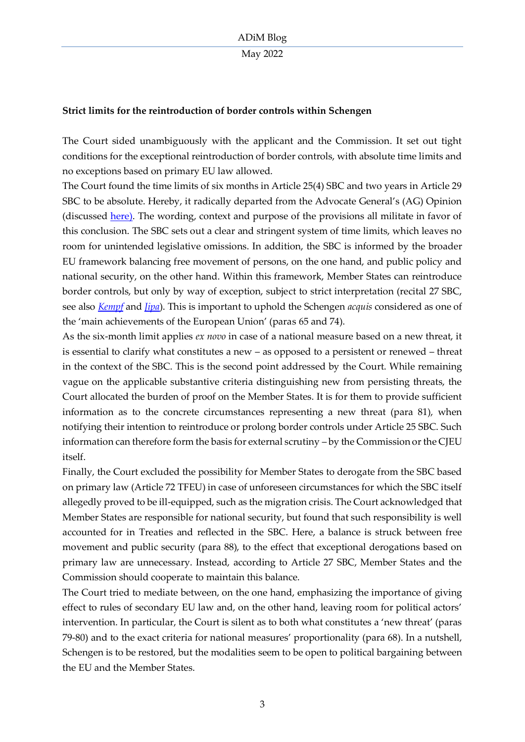**Strict limits for the reintroduction of border controls within Schengen**

The Court sided unambiguously with the applicant and the Commission. It set out tight conditions for the exceptional reintroduction of border controls, with absolute time limits and no exceptions based on primary EU law allowed.

The Court found the time limits of six months in Article 25(4) SBC and two years in Article 29 SBC to be absolute. Hereby, it radically departed from the Advocate General's (AG) Opinion (discussed here). The wording, context and purpose of the provisions all militate in favor of this conclusion. The SBC sets out a clear and stringent system of time limits, which leaves no room for unintended legislative omissions. In addition, the SBC is informed by the broader EU framework balancing free movement of persons, on the one hand, and public policy and national security, on the other hand. Within this framework, Member States can reintroduce border controls, but only by way of exception, subject to strict interpretation (recital 27 SBC, see also *Kempf* and *Jipa*). This is important to uphold the Schengen *acquis* considered as one of the 'main achievements of the European Union' (paras 65 and 74).

As the six-month limit applies *ex novo* in case of a national measure based on a new threat, it is essential to clarify what constitutes a new – as opposed to a persistent or renewed – threat in the context of the SBC. This is the second point addressed by the Court. While remaining vague on the applicable substantive criteria distinguishing new from persisting threats, the Court allocated the burden of proof on the Member States. It is for them to provide sufficient information as to the concrete circumstances representing a new threat (para 81), when notifying their intention to reintroduce or prolong border controls under Article 25 SBC. Such information can therefore form the basis for external scrutiny – by the Commission or the CJEU itself.

Finally, the Court excluded the possibility for Member States to derogate from the SBC based on primary law (Article 72 TFEU) in case of unforeseen circumstances for which the SBC itself allegedly proved to be ill-equipped, such as the migration crisis. The Court acknowledged that Member States are responsible for national security, but found that such responsibility is well accounted for in Treaties and reflected in the SBC. Here, a balance is struck between free movement and public security (para 88), to the effect that exceptional derogations based on primary law are unnecessary. Instead, according to Article 27 SBC, Member States and the Commission should cooperate to maintain this balance.

The Court tried to mediate between, on the one hand, emphasizing the importance of giving effect to rules of secondary EU law and, on the other hand, leaving room for political actors' intervention. In particular, the Court is silent as to both what constitutes a 'new threat' (paras 79-80) and to the exact criteria for national measures' proportionality (para 68). In a nutshell, Schengen is to be restored, but the modalities seem to be open to political bargaining between the EU and the Member States.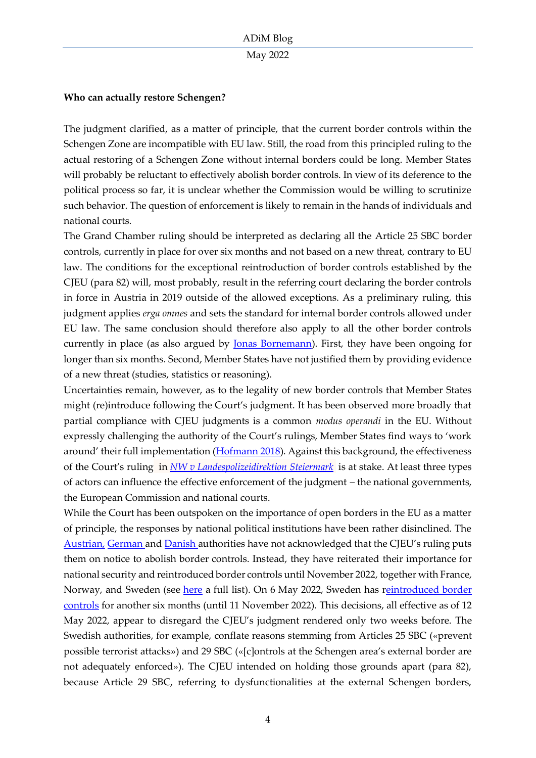**Who can actually restore Schengen?**

The judgment clarified, as a matter of principle, that the current border controls within the Schengen Zone are incompatible with EU law. Still, the road from this principled ruling to the actual restoring of a Schengen Zone without internal borders could be long. Member States will probably be reluctant to effectively abolish border controls. In view of its deference to the political process so far, it is unclear whether the Commission would be willing to scrutinize such behavior. The question of enforcement is likely to remain in the hands of individuals and national courts.

The Grand Chamber ruling should be interpreted as declaring all the Article 25 SBC border controls, currently in place for over six months and not based on a new threat, contrary to EU law. The conditions for the exceptional reintroduction of border controls established by the CJEU (para 82) will, most probably, result in the referring court declaring the border controls in force in Austria in 2019 outside of the allowed exceptions. As a preliminary ruling, this judgment applies *erga omnes* and sets the standard for internal border controls allowed under EU law. The same conclusion should therefore also apply to all the other border controls currently in place (as also argued by Jonas Bornemann). First, they have been ongoing for longer than six months. Second, Member States have not justified them by providing evidence of a new threat (studies, statistics or reasoning).

Uncertainties remain, however, as to the legality of new border controls that Member States might (re)introduce following the Court's judgment. It has been observed more broadly that partial compliance with CJEU judgments is a common *modus operandi* in the EU. Without expressly challenging the authority of the Court's rulings, Member States find ways to 'work around' their full implementation (Hofmann 2018). Against this background, the effectiveness of the Court's ruling in *NW v Landespolizeidirektion Steiermark* is at stake. At least three types of actors can influence the effective enforcement of the judgment – the national governments, the European Commission and national courts.

While the Court has been outspoken on the importance of open borders in the EU as a matter of principle, the responses by national political institutions have been rather disinclined. The Austrian, German and Danish authorities have not acknowledged that the CJEU's ruling puts them on notice to abolish border controls. Instead, they have reiterated their importance for national security and reintroduced border controls until November 2022, together with France, Norway, and Sweden (see here a full list). On 6 May 2022, Sweden has reintroduced border controls for another six months (until 11 November 2022). This decisions, all effective as of 12 May 2022, appear to disregard the CJEU's judgment rendered only two weeks before. The Swedish authorities, for example, conflate reasons stemming from Articles 25 SBC («prevent possible terrorist attacks») and 29 SBC («[c]ontrols at the Schengen area's external border are not adequately enforced»). The CJEU intended on holding those grounds apart (para 82), because Article 29 SBC, referring to dysfunctionalities at the external Schengen borders,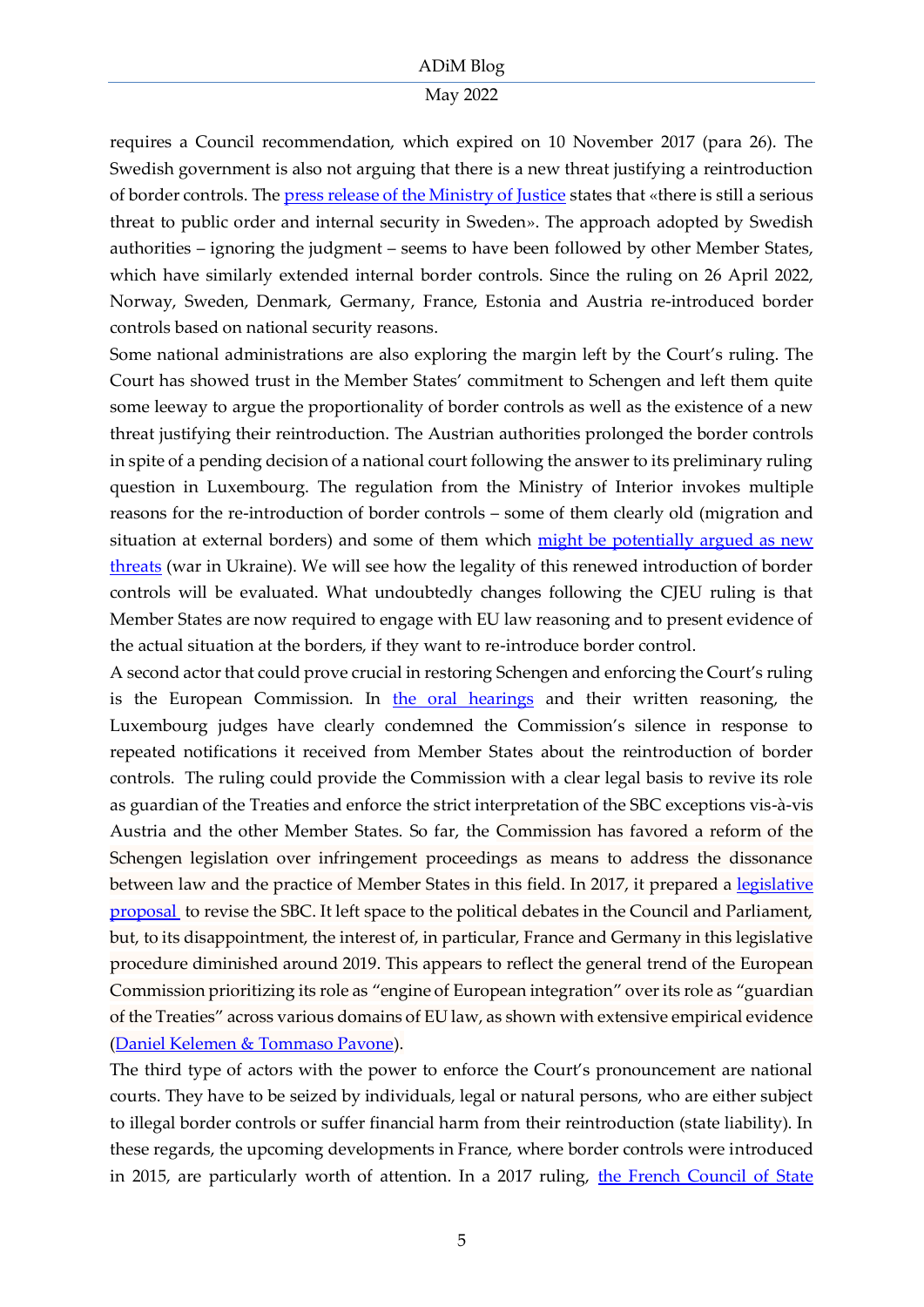requires a Council recommendation, which expired on 10 November 2017 (para 26). The Swedish government is also not arguing that there is a new threat justifying a reintroduction of border controls. The [press release of the Ministry of Justice](#) states that «there is still a serious threat to public order and internal security in Sweden». The approach adopted by Swedish authorities – ignoring the judgment – seems to have been followed by other Member States, which have similarly extended internal border controls. Since the ruling on 26 April 2022, Norway, Sweden, Denmark, Germany, France, Estonia and Austria re-introduced border controls based on national security reasons.

Some national administrations are also exploring the margin left by the Court's ruling. The Court has showed trust in the Member States' commitment to Schengen and left them quite some leeway to argue the proportionality of border controls as well as the existence of a new threat justifying their reintroduction. The Austrian authorities prolonged the border controls in spite of a pending decision of a national court following the answer to its preliminary ruling question in Luxembourg. The regulation from the Ministry of Interior invokes multiple reasons for the re-introduction of border controls – some of them clearly old (migration and situation at external borders) and some of them which [might be potentially argued as new threats](#) (war in Ukraine). We will see how the legality of this renewed introduction of border controls will be evaluated. What undoubtedly changes following the CJEU ruling is that Member States are now required to engage with EU law reasoning and to present evidence of the actual situation at the borders, if they want to re-introduce border control.

A second actor that could prove crucial in restoring Schengen and enforcing the Court's ruling is the European Commission. In [the oral hearings](#) and their written reasoning, the Luxembourg judges have clearly condemned the Commission's silence in response to repeated notifications it received from Member States about the reintroduction of border controls. The ruling could provide the Commission with a clear legal basis to revive its role as guardian of the Treaties and enforce the strict interpretation of the SBC exceptions vis-à-vis Austria and the other Member States. So far, the Commission has favored a reform of the Schengen legislation over infringement proceedings as means to address the dissonance between law and the practice of Member States in this field. In 2017, it prepared a [legislative proposal](#) to revise the SBC. It left space to the political debates in the Council and Parliament, but, to its disappointment, the interest of, in particular, France and Germany in this legislative procedure diminished around 2019. This appears to reflect the general trend of the European Commission prioritizing its role as "engine of European integration" over its role as "guardian of the Treaties" across various domains of EU law, as shown with extensive empirical evidence ([Daniel Kelemen & Tommaso Pavone](#)).

The third type of actors with the power to enforce the Court's pronouncement are national courts. They have to be seized by individuals, legal or natural persons, who are either subject to illegal border controls or suffer financial harm from their reintroduction (state liability). In these regards, the upcoming developments in France, where border controls were introduced in 2015, are particularly worth of attention. In a 2017 ruling, [the French Council of State](#)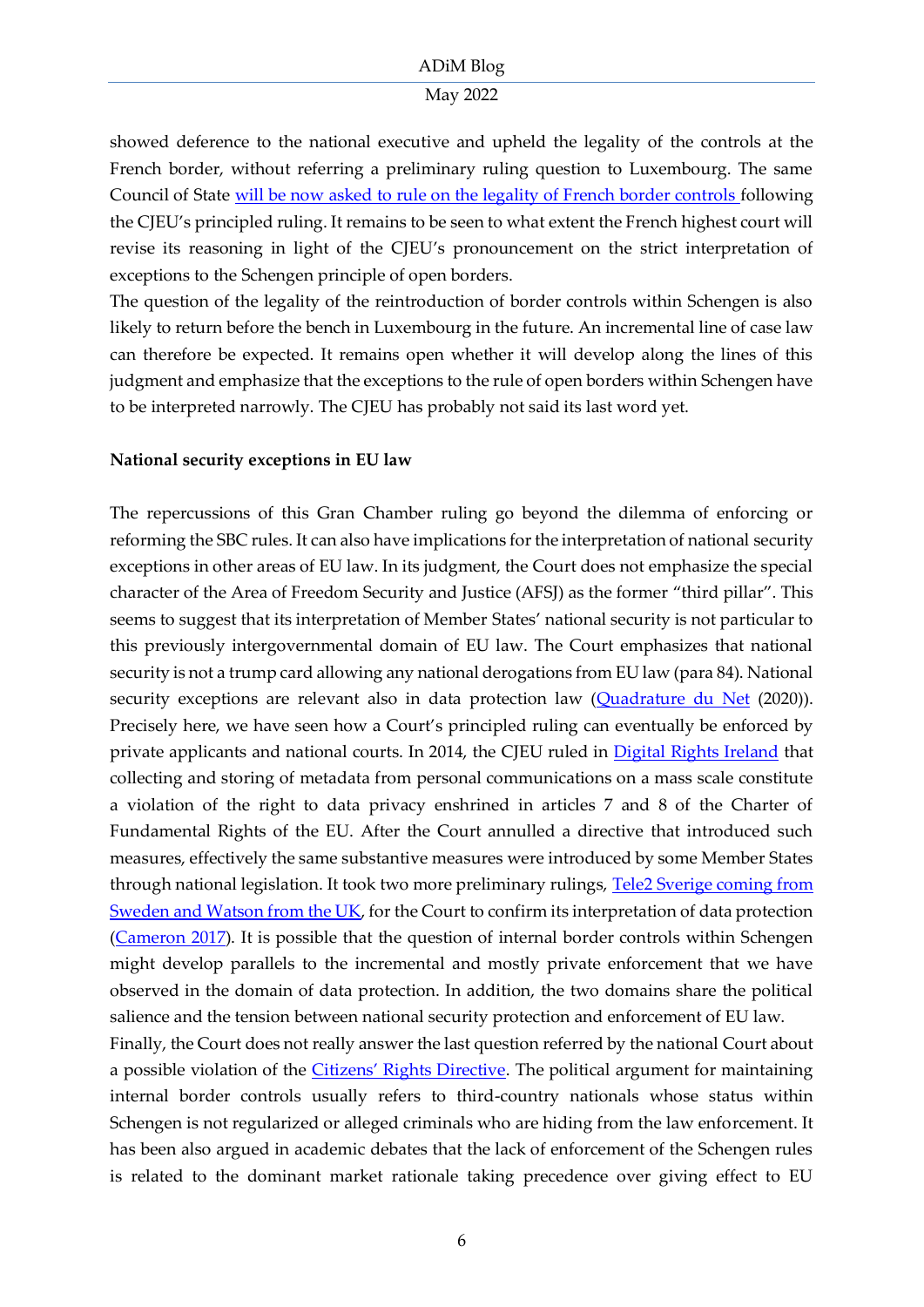showed deference to the national executive and upheld the legality of the controls at the French border, without referring a preliminary ruling question to Luxembourg. The same Council of State will be now asked to rule on the legality of French border controls following the CJEU's principled ruling. It remains to be seen to what extent the French highest court will revise its reasoning in light of the CJEU's pronouncement on the strict interpretation of exceptions to the Schengen principle of open borders.

The question of the legality of the reintroduction of border controls within Schengen is also likely to return before the bench in Luxembourg in the future. An incremental line of case law can therefore be expected. It remains open whether it will develop along the lines of this judgment and emphasize that the exceptions to the rule of open borders within Schengen have to be interpreted narrowly. The CJEU has probably not said its last word yet.

**National security exceptions in EU law**

The repercussions of this Gran Chamber ruling go beyond the dilemma of enforcing or reforming the SBC rules. It can also have implications for the interpretation of national security exceptions in other areas of EU law. In its judgment, the Court does not emphasize the special character of the Area of Freedom Security and Justice (AFSJ) as the former "third pillar". This seems to suggest that its interpretation of Member States' national security is not particular to this previously intergovernmental domain of EU law. The Court emphasizes that national security is not a trump card allowing any national derogations from EU law (para 84). National security exceptions are relevant also in data protection law (Quadrature du Net (2020)). Precisely here, we have seen how a Court's principled ruling can eventually be enforced by private applicants and national courts. In 2014, the CJEU ruled in Digital Rights Ireland that collecting and storing of metadata from personal communications on a mass scale constitute a violation of the right to data privacy enshrined in articles 7 and 8 of the Charter of Fundamental Rights of the EU. After the Court annulled a directive that introduced such measures, effectively the same substantive measures were introduced by some Member States through national legislation. It took two more preliminary rulings, Tele2 Sverige coming from Sweden and Watson from the UK, for the Court to confirm its interpretation of data protection (Cameron 2017). It is possible that the question of internal border controls within Schengen might develop parallels to the incremental and mostly private enforcement that we have observed in the domain of data protection. In addition, the two domains share the political salience and the tension between national security protection and enforcement of EU law.

Finally, the Court does not really answer the last question referred by the national Court about a possible violation of the Citizens' Rights Directive. The political argument for maintaining internal border controls usually refers to third-country nationals whose status within Schengen is not regularized or alleged criminals who are hiding from the law enforcement. It has been also argued in academic debates that the lack of enforcement of the Schengen rules is related to the dominant market rationale taking precedence over giving effect to EU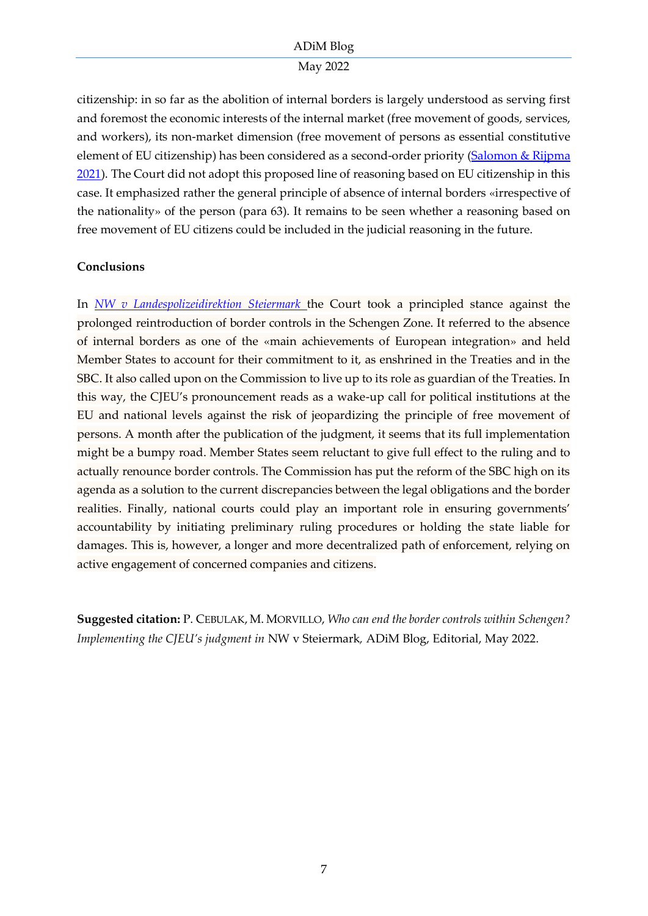citizenship: in so far as the abolition of internal borders is largely understood as serving first and foremost the economic interests of the internal market (free movement of goods, services, and workers), its non-market dimension (free movement of persons as essential constitutive element of EU citizenship) has been considered as a second-order priority ([Salomon & Rijpma 2021](#)). The Court did not adopt this proposed line of reasoning based on EU citizenship in this case. It emphasized rather the general principle of absence of internal borders «irrespective of the nationality» of the person (para 63). It remains to be seen whether a reasoning based on free movement of EU citizens could be included in the judicial reasoning in the future.

**Conclusions**

In [*NW v Landespolizeidirektion Steiermark*](#) the Court took a principled stance against the prolonged reintroduction of border controls in the Schengen Zone. It referred to the absence of internal borders as one of the «main achievements of European integration» and held Member States to account for their commitment to it, as enshrined in the Treaties and in the SBC. It also called upon on the Commission to live up to its role as guardian of the Treaties. In this way, the CJEU's pronouncement reads as a wake-up call for political institutions at the EU and national levels against the risk of jeopardizing the principle of free movement of persons. A month after the publication of the judgment, it seems that its full implementation might be a bumpy road. Member States seem reluctant to give full effect to the ruling and to actually renounce border controls. The Commission has put the reform of the SBC high on its agenda as a solution to the current discrepancies between the legal obligations and the border realities. Finally, national courts could play an important role in ensuring governments' accountability by initiating preliminary ruling procedures or holding the state liable for damages. This is, however, a longer and more decentralized path of enforcement, relying on active engagement of concerned companies and citizens.

**Suggested citation:** P. CEBULAK, M. MORVILLO, *Who can end the border controls within Schengen? Implementing the CJEU's judgment in* NW v Steiermark, ADiM Blog, Editorial, May 2022.